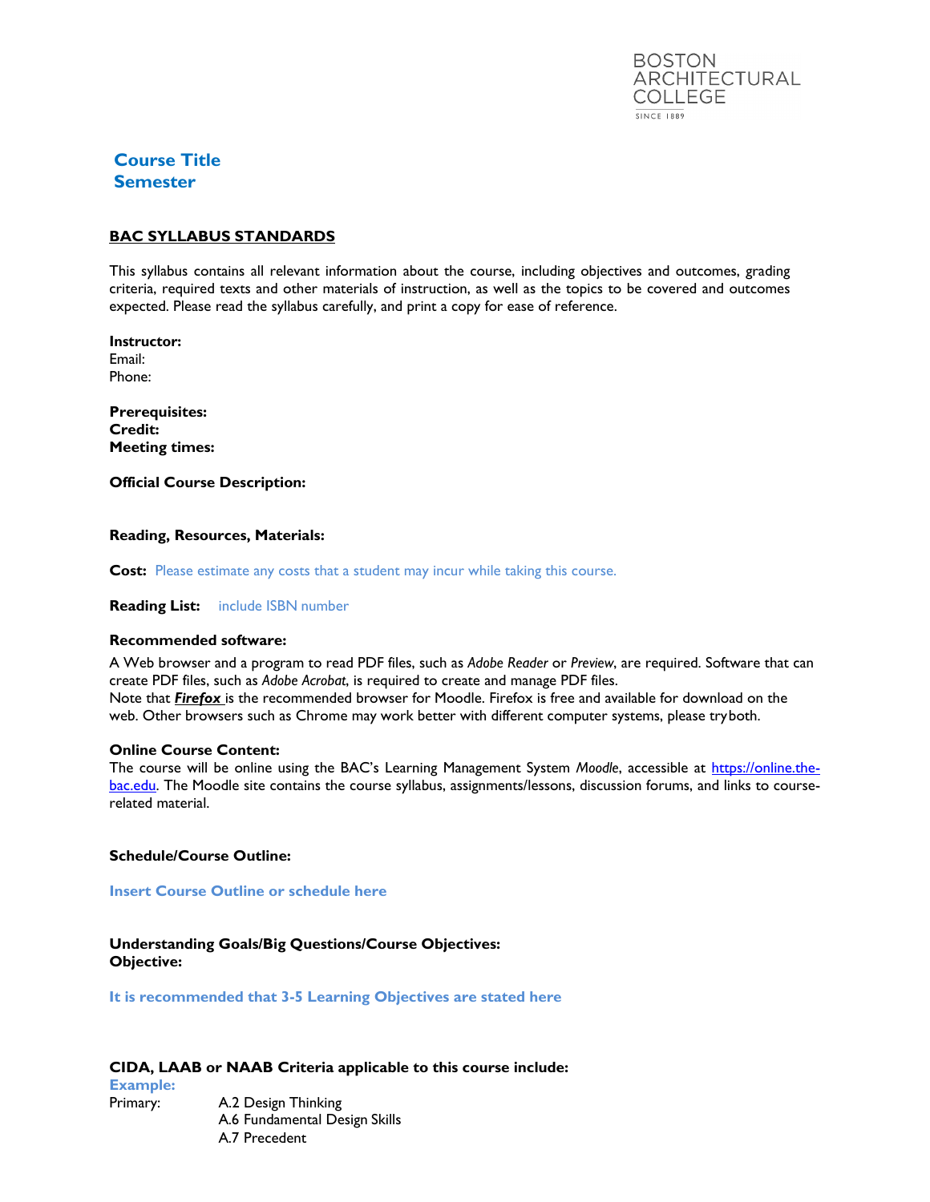BOSTON ARCHITECTURAL COLLEGE
SINCE 1889

# Course Title
# Semester

## BAC SYLLABUS STANDARDS

This syllabus contains all relevant information about the course, including objectives and outcomes, grading criteria, required texts and other materials of instruction, as well as the topics to be covered and outcomes expected. Please read the syllabus carefully, and print a copy for ease of reference.

**Instructor:**
Email:
Phone:

**Prerequisites:**
**Credit:**
**Meeting times:**

**Official Course Description:**

**Reading, Resources, Materials:**

**Cost:** Please estimate any costs that a student may incur while taking this course.

**Reading List:** include ISBN number

**Recommended software:**

A Web browser and a program to read PDF files, such as *Adobe Reader* or *Preview*, are required. Software that can create PDF files, such as *Adobe Acrobat*, is required to create and manage PDF files.
Note that ***Firefox*** is the recommended browser for Moodle. Firefox is free and available for download on the web. Other browsers such as Chrome may work better with different computer systems, please try both.

**Online Course Content:**

The course will be online using the BAC's Learning Management System *Moodle*, accessible at https://online.the-bac.edu. The Moodle site contains the course syllabus, assignments/lessons, discussion forums, and links to course-related material.

**Schedule/Course Outline:**

**Insert Course Outline or schedule here**

**Understanding Goals/Big Questions/Course Objectives:**
**Objective:**

**It is recommended that 3-5 Learning Objectives are stated here**

**CIDA, LAAB or NAAB Criteria applicable to this course include:**
**Example:**
Primary: A.2 Design Thinking
A.6 Fundamental Design Skills
A.7 Precedent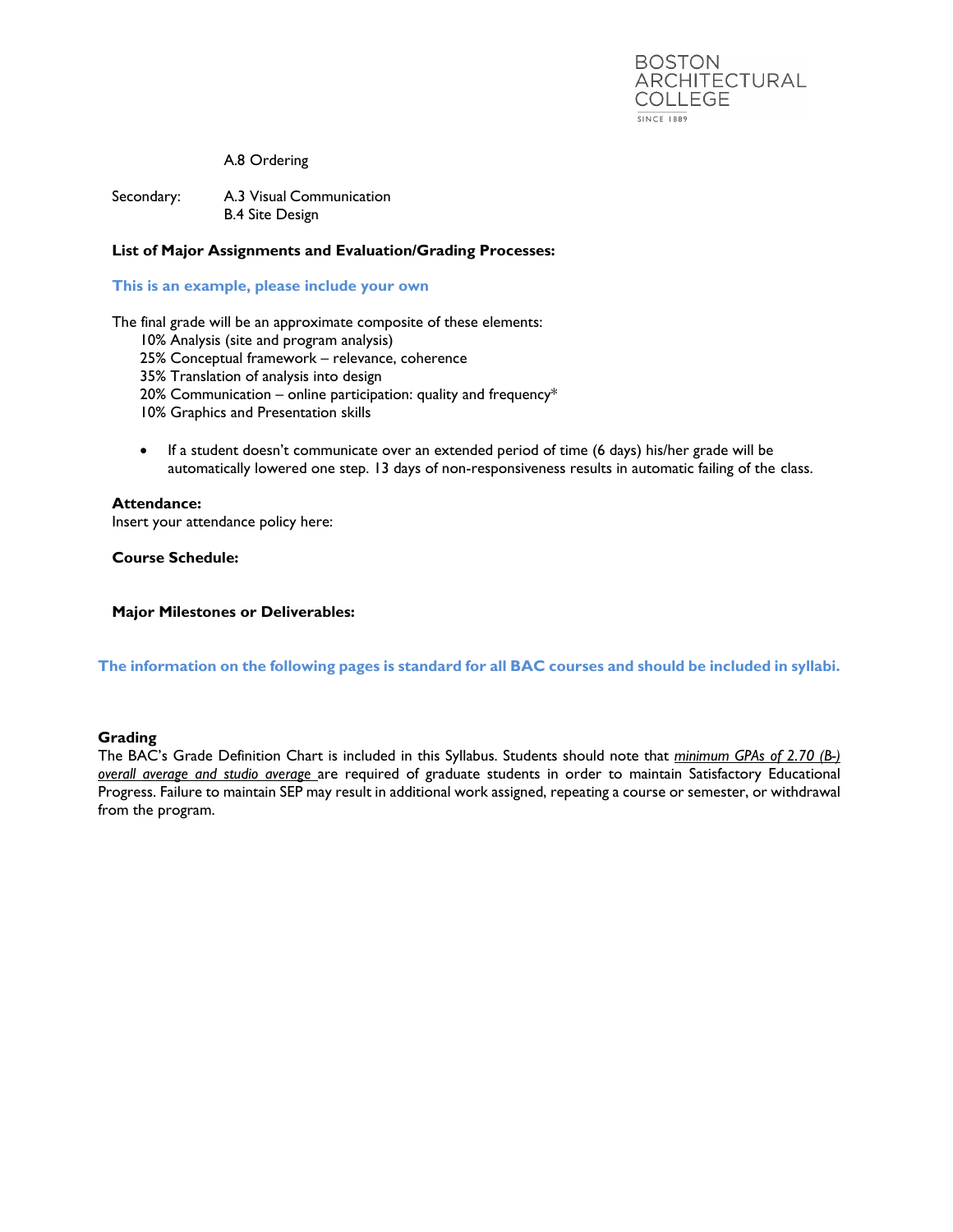A.8 Ordering

Secondary: A.3 Visual Communication
B.4 Site Design

**List of Major Assignments and Evaluation/Grading Processes:**

**This is an example, please include your own**

The final grade will be an approximate composite of these elements:

10% Analysis (site and program analysis)
25% Conceptual framework – relevance, coherence
35% Translation of analysis into design
20% Communication – online participation: quality and frequency*
10% Graphics and Presentation skills

- If a student doesn't communicate over an extended period of time (6 days) his/her grade will be automatically lowered one step. 13 days of non-responsiveness results in automatic failing of the class.

**Attendance:**
Insert your attendance policy here:

**Course Schedule:**

**Major Milestones or Deliverables:**

**The information on the following pages is standard for all BAC courses and should be included in syllabi.**

**Grading**
The BAC's Grade Definition Chart is included in this Syllabus. Students should note that ***minimum GPAs of 2.70 (B-) overall average and studio average*** are required of graduate students in order to maintain Satisfactory Educational Progress. Failure to maintain SEP may result in additional work assigned, repeating a course or semester, or withdrawal from the program.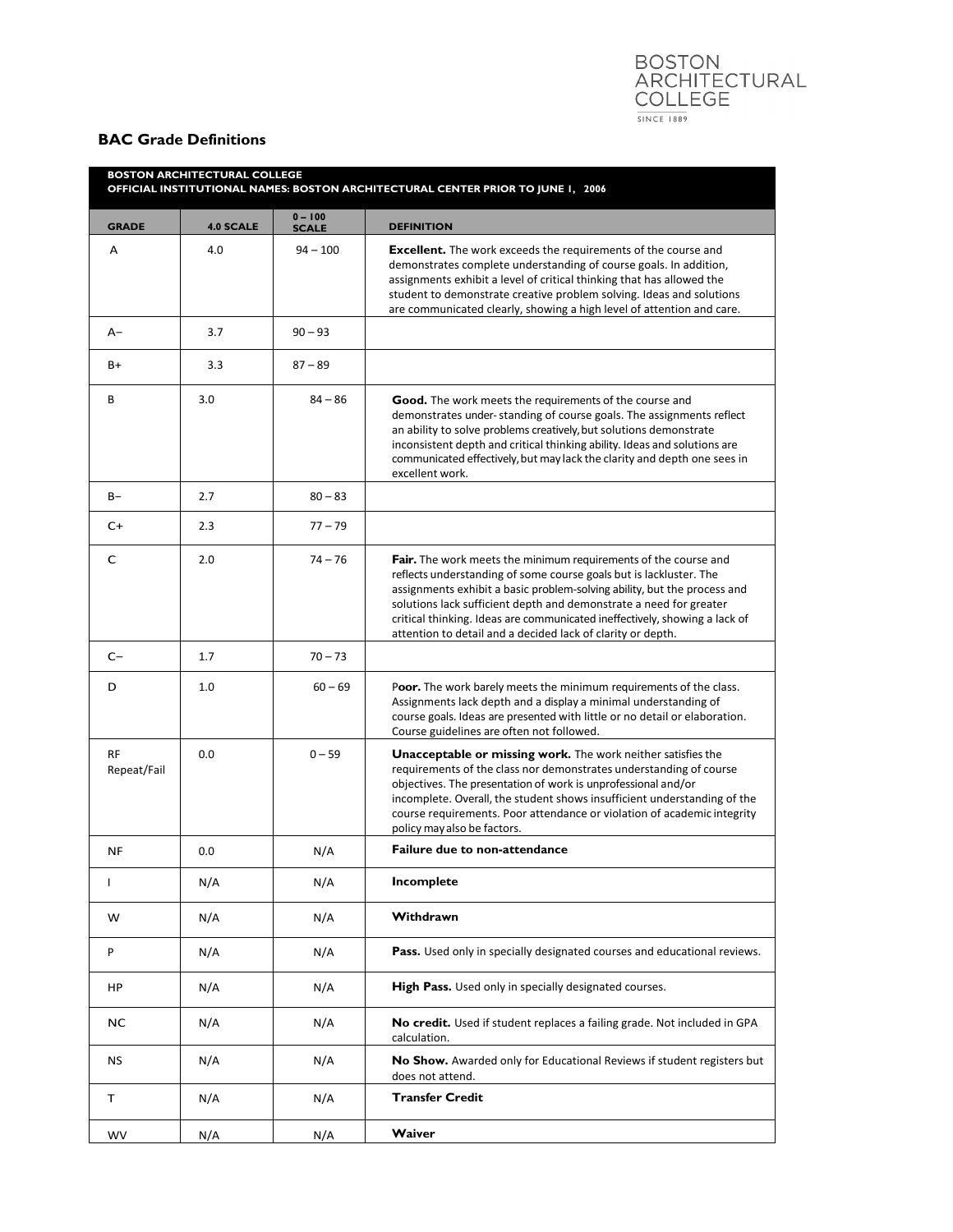BOSTON
ARCHITECTURAL
COLLEGE
SINCE 1889

## BAC Grade Definitions

| BOSTON ARCHITECTURAL COLLEGE<br>OFFICIAL INSTITUTIONAL NAMES: BOSTON ARCHITECTURAL CENTER PRIOR TO JUNE 1, 2006 | | | |
|---|---|---|---|
| **GRADE** | **4.0 SCALE** | **0 – 100 SCALE** | **DEFINITION** |
| A | 4.0 | 94 – 100 | **Excellent.** The work exceeds the requirements of the course and demonstrates complete understanding of course goals. In addition, assignments exhibit a level of critical thinking that has allowed the student to demonstrate creative problem solving. Ideas and solutions are communicated clearly, showing a high level of attention and care. |
| A– | 3.7 | 90 – 93 | |
| B+ | 3.3 | 87 – 89 | |
| B | 3.0 | 84 – 86 | **Good.** The work meets the requirements of the course and demonstrates under- standing of course goals. The assignments reflect an ability to solve problems creatively, but solutions demonstrate inconsistent depth and critical thinking ability. Ideas and solutions are communicated effectively, but may lack the clarity and depth one sees in excellent work. |
| B– | 2.7 | 80 – 83 | |
| C+ | 2.3 | 77 – 79 | |
| C | 2.0 | 74 – 76 | **Fair.** The work meets the minimum requirements of the course and reflects understanding of some course goals but is lackluster. The assignments exhibit a basic problem-solving ability, but the process and solutions lack sufficient depth and demonstrate a need for greater critical thinking. Ideas are communicated ineffectively, showing a lack of attention to detail and a decided lack of clarity or depth. |
| C– | 1.7 | 70 – 73 | |
| D | 1.0 | 60 – 69 | P**oor.** The work barely meets the minimum requirements of the class. Assignments lack depth and a display a minimal understanding of course goals. Ideas are presented with little or no detail or elaboration. Course guidelines are often not followed. |
| RF Repeat/Fail | 0.0 | 0 – 59 | **Unacceptable or missing work.** The work neither satisfies the requirements of the class nor demonstrates understanding of course objectives. The presentation of work is unprofessional and/or incomplete. Overall, the student shows insufficient understanding of the course requirements. Poor attendance or violation of academic integrity policy may also be factors. |
| NF | 0.0 | N/A | **Failure due to non-attendance** |
| I | N/A | N/A | **Incomplete** |
| W | N/A | N/A | **Withdrawn** |
| P | N/A | N/A | **Pass.** Used only in specially designated courses and educational reviews. |
| HP | N/A | N/A | **High Pass.** Used only in specially designated courses. |
| NC | N/A | N/A | **No credit.** Used if student replaces a failing grade. Not included in GPA calculation. |
| NS | N/A | N/A | **No Show.** Awarded only for Educational Reviews if student registers but does not attend. |
| T | N/A | N/A | **Transfer Credit** |
| WV | N/A | N/A | **Waiver** |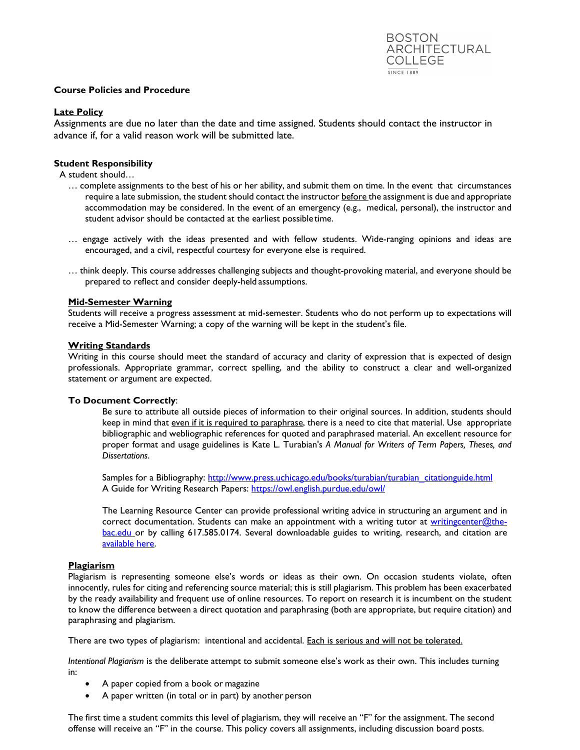### Course Policies and Procedure

#### Late Policy

Assignments are due no later than the date and time assigned. Students should contact the instructor in advance if, for a valid reason work will be submitted late.

#### Student Responsibility

A student should…

… complete assignments to the best of his or her ability, and submit them on time. In the event that circumstances require a late submission, the student should contact the instructor before the assignment is due and appropriate accommodation may be considered. In the event of an emergency (e.g., medical, personal), the instructor and student advisor should be contacted at the earliest possible time.

… engage actively with the ideas presented and with fellow students. Wide-ranging opinions and ideas are encouraged, and a civil, respectful courtesy for everyone else is required.

… think deeply. This course addresses challenging subjects and thought-provoking material, and everyone should be prepared to reflect and consider deeply-held assumptions.

#### Mid-Semester Warning

Students will receive a progress assessment at mid-semester. Students who do not perform up to expectations will receive a Mid-Semester Warning; a copy of the warning will be kept in the student's file.

#### Writing Standards

Writing in this course should meet the standard of accuracy and clarity of expression that is expected of design professionals. Appropriate grammar, correct spelling, and the ability to construct a clear and well-organized statement or argument are expected.

#### To Document Correctly:

Be sure to attribute all outside pieces of information to their original sources. In addition, students should keep in mind that even if it is required to paraphrase, there is a need to cite that material. Use appropriate bibliographic and webliographic references for quoted and paraphrased material. An excellent resource for proper format and usage guidelines is Kate L. Turabian's *A Manual for Writers of Term Papers, Theses, and Dissertations*.

Samples for a Bibliography: [http://www.press.uchicago.edu/books/turabian/turabian_citationguide.html](http://www.press.uchicago.edu/books/turabian/turabian_citationguide.html)
A Guide for Writing Research Papers: [https://owl.english.purdue.edu/owl/](https://owl.english.purdue.edu/owl/)

The Learning Resource Center can provide professional writing advice in structuring an argument and in correct documentation. Students can make an appointment with a writing tutor at writingcenter@the-bac.edu or by calling 617.585.0174. Several downloadable guides to writing, research, and citation are available here.

#### Plagiarism

Plagiarism is representing someone else's words or ideas as their own. On occasion students violate, often innocently, rules for citing and referencing source material; this is still plagiarism. This problem has been exacerbated by the ready availability and frequent use of online resources. To report on research it is incumbent on the student to know the difference between a direct quotation and paraphrasing (both are appropriate, but require citation) and paraphrasing and plagiarism.

There are two types of plagiarism: intentional and accidental. Each is serious and will not be tolerated.

*Intentional Plagiarism* is the deliberate attempt to submit someone else's work as their own. This includes turning in:

- A paper copied from a book or magazine
- A paper written (in total or in part) by another person

The first time a student commits this level of plagiarism, they will receive an "F" for the assignment. The second offense will receive an "F" in the course. This policy covers all assignments, including discussion board posts.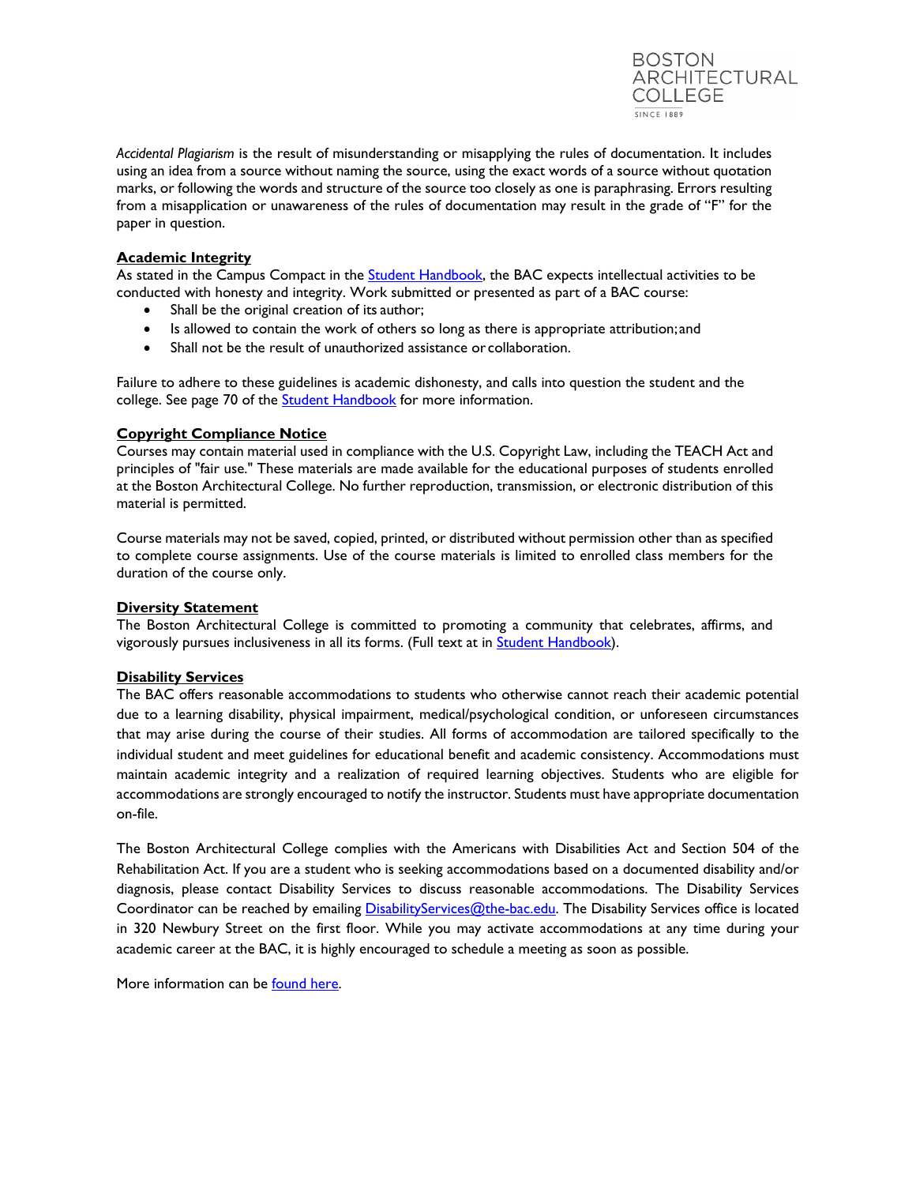*Accidental Plagiarism* is the result of misunderstanding or misapplying the rules of documentation. It includes using an idea from a source without naming the source, using the exact words of a source without quotation marks, or following the words and structure of the source too closely as one is paraphrasing. Errors resulting from a misapplication or unawareness of the rules of documentation may result in the grade of "F" for the paper in question.

## Academic Integrity

As stated in the Campus Compact in the Student Handbook, the BAC expects intellectual activities to be conducted with honesty and integrity. Work submitted or presented as part of a BAC course:

- Shall be the original creation of its author;
- Is allowed to contain the work of others so long as there is appropriate attribution; and
- Shall not be the result of unauthorized assistance or collaboration.

Failure to adhere to these guidelines is academic dishonesty, and calls into question the student and the college. See page 70 of the Student Handbook for more information.

## Copyright Compliance Notice

Courses may contain material used in compliance with the U.S. Copyright Law, including the TEACH Act and principles of "fair use." These materials are made available for the educational purposes of students enrolled at the Boston Architectural College. No further reproduction, transmission, or electronic distribution of this material is permitted.

Course materials may not be saved, copied, printed, or distributed without permission other than as specified to complete course assignments. Use of the course materials is limited to enrolled class members for the duration of the course only.

## Diversity Statement

The Boston Architectural College is committed to promoting a community that celebrates, affirms, and vigorously pursues inclusiveness in all its forms. (Full text at in Student Handbook).

## Disability Services

The BAC offers reasonable accommodations to students who otherwise cannot reach their academic potential due to a learning disability, physical impairment, medical/psychological condition, or unforeseen circumstances that may arise during the course of their studies. All forms of accommodation are tailored specifically to the individual student and meet guidelines for educational benefit and academic consistency. Accommodations must maintain academic integrity and a realization of required learning objectives. Students who are eligible for accommodations are strongly encouraged to notify the instructor. Students must have appropriate documentation on-file.

The Boston Architectural College complies with the Americans with Disabilities Act and Section 504 of the Rehabilitation Act. If you are a student who is seeking accommodations based on a documented disability and/or diagnosis, please contact Disability Services to discuss reasonable accommodations. The Disability Services Coordinator can be reached by emailing DisabilityServices@the-bac.edu. The Disability Services office is located in 320 Newbury Street on the first floor. While you may activate accommodations at any time during your academic career at the BAC, it is highly encouraged to schedule a meeting as soon as possible.

More information can be found here.